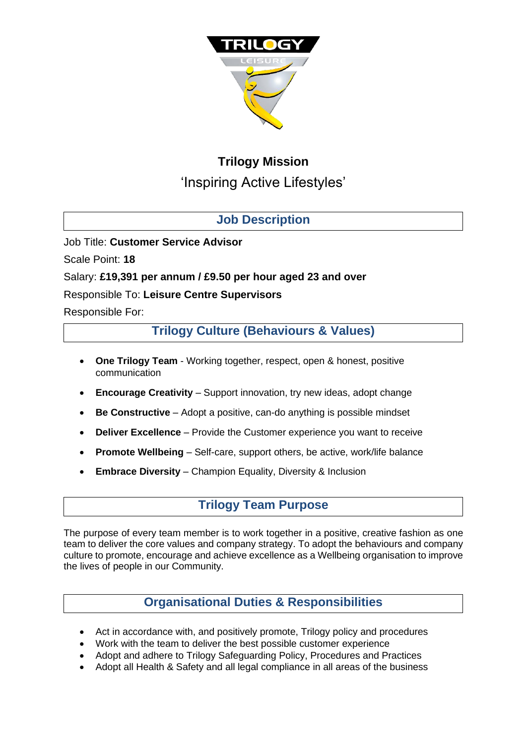# Trilogy Mission

'Inspiring Active Lifestyles'

## Job Description

Job Title: **Customer Service Advisor**

Scale Point: **18**

Salary: **£19,391 per annum / £9.50 per hour aged 23 and over**

Responsible To: **Leisure Centre Supervisors**

Responsible For:

## Trilogy Culture (Behaviours & Values)

- **One Trilogy Team** - Working together, respect, open & honest, positive communication
- **Encourage Creativity** – Support innovation, try new ideas, adopt change
- **Be Constructive** – Adopt a positive, can-do anything is possible mindset
- **Deliver Excellence** – Provide the Customer experience you want to receive
- **Promote Wellbeing** – Self-care, support others, be active, work/life balance
- **Embrace Diversity** – Champion Equality, Diversity & Inclusion

## Trilogy Team Purpose

The purpose of every team member is to work together in a positive, creative fashion as one team to deliver the core values and company strategy. To adopt the behaviours and company culture to promote, encourage and achieve excellence as a Wellbeing organisation to improve the lives of people in our Community.

## Organisational Duties & Responsibilities

- Act in accordance with, and positively promote, Trilogy policy and procedures
- Work with the team to deliver the best possible customer experience
- Adopt and adhere to Trilogy Safeguarding Policy, Procedures and Practices
- Adopt all Health & Safety and all legal compliance in all areas of the business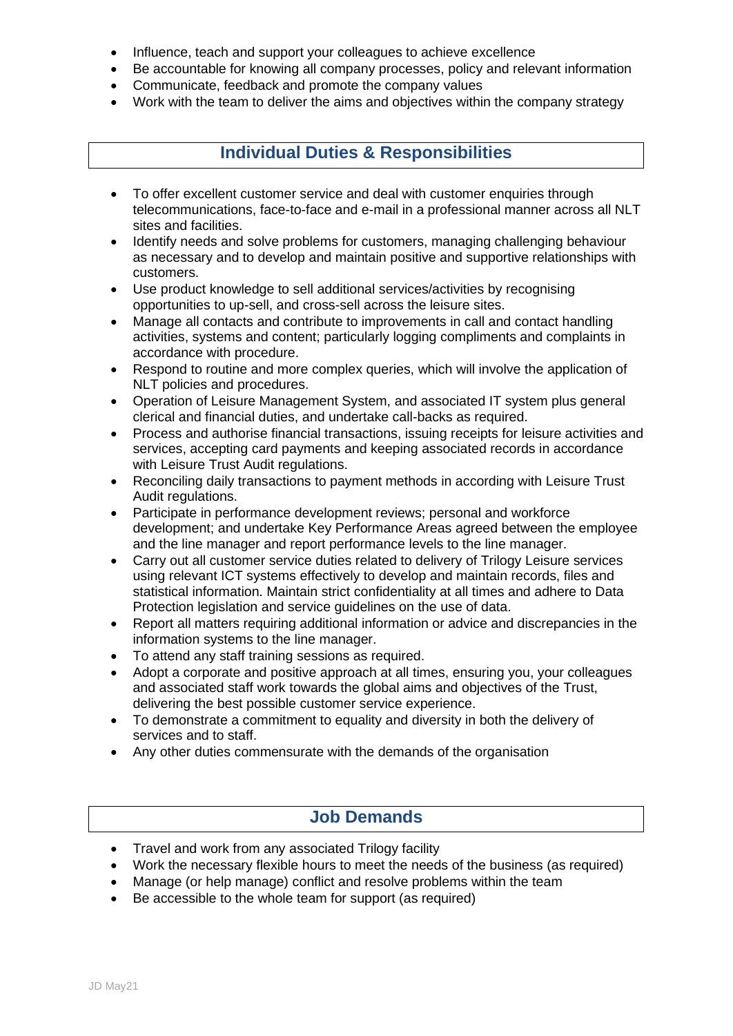- Influence, teach and support your colleagues to achieve excellence
- Be accountable for knowing all company processes, policy and relevant information
- Communicate, feedback and promote the company values
- Work with the team to deliver the aims and objectives within the company strategy

## Individual Duties & Responsibilities

- To offer excellent customer service and deal with customer enquiries through telecommunications, face-to-face and e-mail in a professional manner across all NLT sites and facilities.
- Identify needs and solve problems for customers, managing challenging behaviour as necessary and to develop and maintain positive and supportive relationships with customers.
- Use product knowledge to sell additional services/activities by recognising opportunities to up-sell, and cross-sell across the leisure sites.
- Manage all contacts and contribute to improvements in call and contact handling activities, systems and content; particularly logging compliments and complaints in accordance with procedure.
- Respond to routine and more complex queries, which will involve the application of NLT policies and procedures.
- Operation of Leisure Management System, and associated IT system plus general clerical and financial duties, and undertake call-backs as required.
- Process and authorise financial transactions, issuing receipts for leisure activities and services, accepting card payments and keeping associated records in accordance with Leisure Trust Audit regulations.
- Reconciling daily transactions to payment methods in according with Leisure Trust Audit regulations.
- Participate in performance development reviews; personal and workforce development; and undertake Key Performance Areas agreed between the employee and the line manager and report performance levels to the line manager.
- Carry out all customer service duties related to delivery of Trilogy Leisure services using relevant ICT systems effectively to develop and maintain records, files and statistical information. Maintain strict confidentiality at all times and adhere to Data Protection legislation and service guidelines on the use of data.
- Report all matters requiring additional information or advice and discrepancies in the information systems to the line manager.
- To attend any staff training sessions as required.
- Adopt a corporate and positive approach at all times, ensuring you, your colleagues and associated staff work towards the global aims and objectives of the Trust, delivering the best possible customer service experience.
- To demonstrate a commitment to equality and diversity in both the delivery of services and to staff.
- Any other duties commensurate with the demands of the organisation

## Job Demands

- Travel and work from any associated Trilogy facility
- Work the necessary flexible hours to meet the needs of the business (as required)
- Manage (or help manage) conflict and resolve problems within the team
- Be accessible to the whole team for support (as required)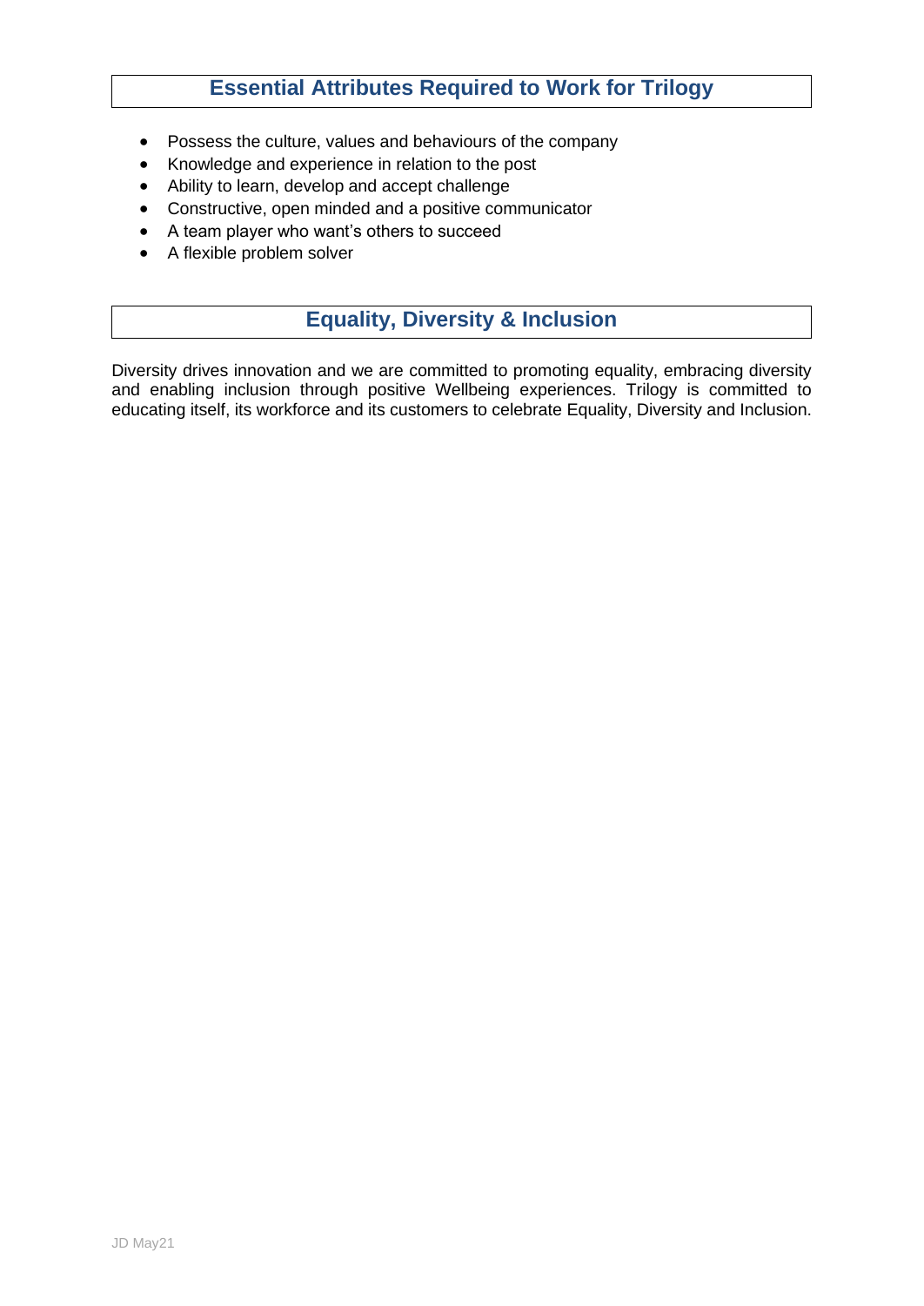## Essential Attributes Required to Work for Trilogy

- Possess the culture, values and behaviours of the company
- Knowledge and experience in relation to the post
- Ability to learn, develop and accept challenge
- Constructive, open minded and a positive communicator
- A team player who want's others to succeed
- A flexible problem solver

## Equality, Diversity & Inclusion

Diversity drives innovation and we are committed to promoting equality, embracing diversity and enabling inclusion through positive Wellbeing experiences. Trilogy is committed to educating itself, its workforce and its customers to celebrate Equality, Diversity and Inclusion.